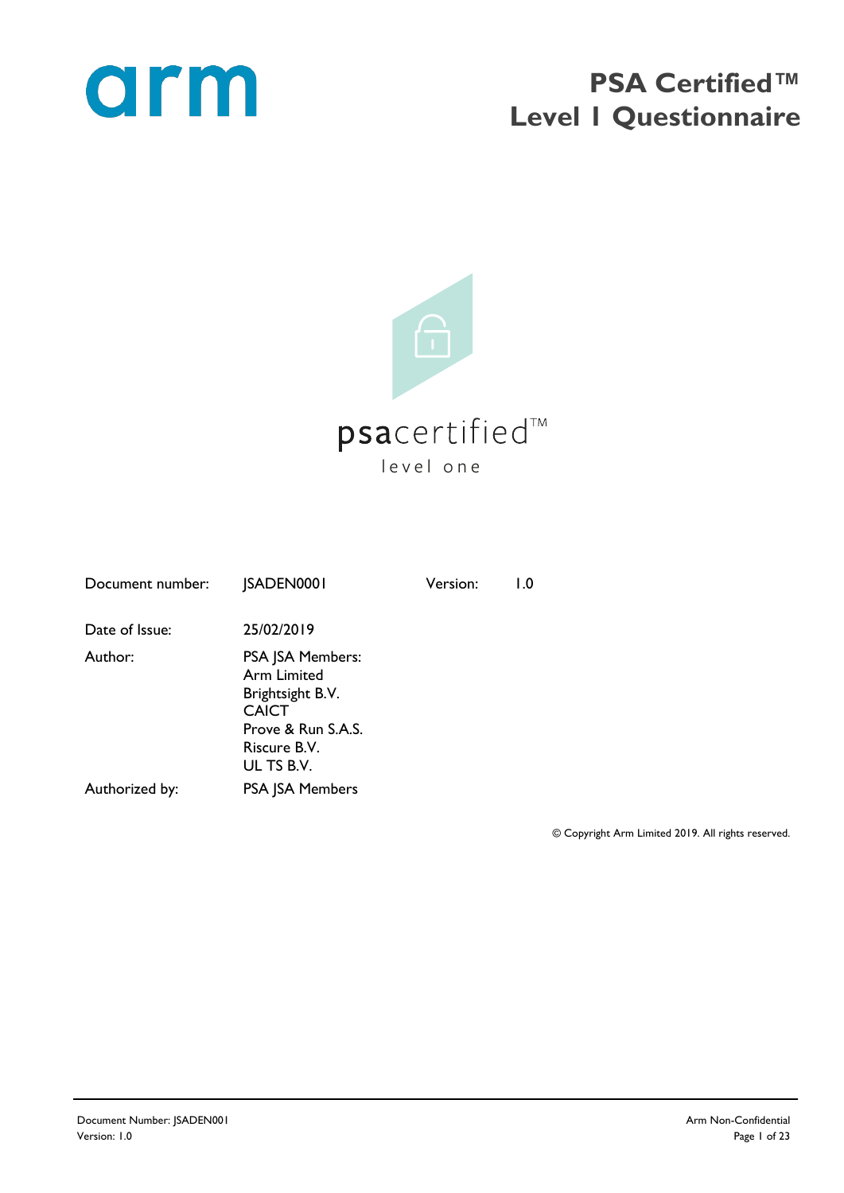arm

# PSA Certified™ Level 1 Questionnaire

psacertified™
level one

| | | | |
|---|---|---|---|
| Document number: | JSADEN0001 | Version: | 1.0 |
| Date of Issue: | 25/02/2019 | | |
| Author: | PSA JSA Members:<br>Arm Limited<br>Brightsight B.V.<br>CAICT<br>Prove & Run S.A.S.<br>Riscure B.V.<br>UL TS B.V. | | |
| Authorized by: | PSA JSA Members | | |

© Copyright Arm Limited 2019. All rights reserved.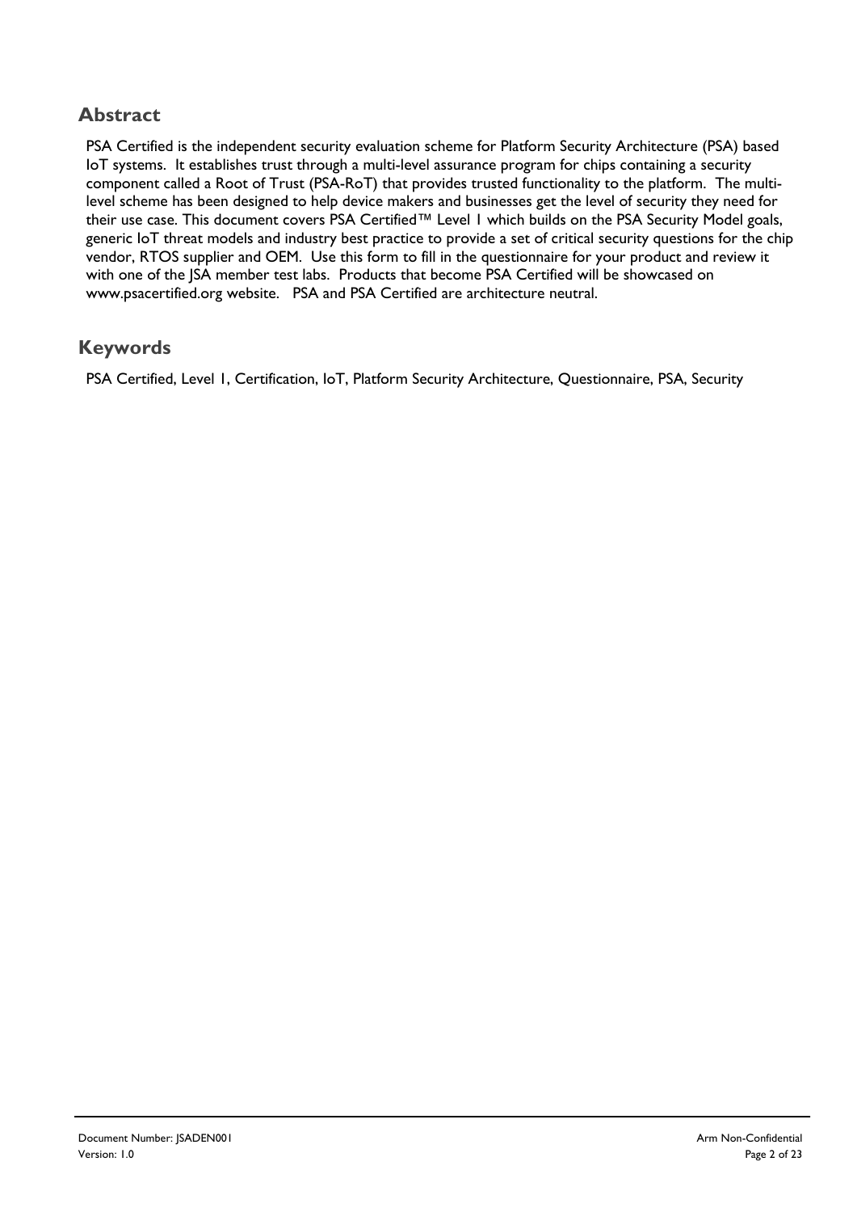## Abstract

PSA Certified is the independent security evaluation scheme for Platform Security Architecture (PSA) based IoT systems. It establishes trust through a multi-level assurance program for chips containing a security component called a Root of Trust (PSA-RoT) that provides trusted functionality to the platform. The multi-level scheme has been designed to help device makers and businesses get the level of security they need for their use case. This document covers PSA Certified™ Level 1 which builds on the PSA Security Model goals, generic IoT threat models and industry best practice to provide a set of critical security questions for the chip vendor, RTOS supplier and OEM. Use this form to fill in the questionnaire for your product and review it with one of the JSA member test labs. Products that become PSA Certified will be showcased on www.psacertified.org website. PSA and PSA Certified are architecture neutral.

## Keywords

PSA Certified, Level 1, Certification, IoT, Platform Security Architecture, Questionnaire, PSA, Security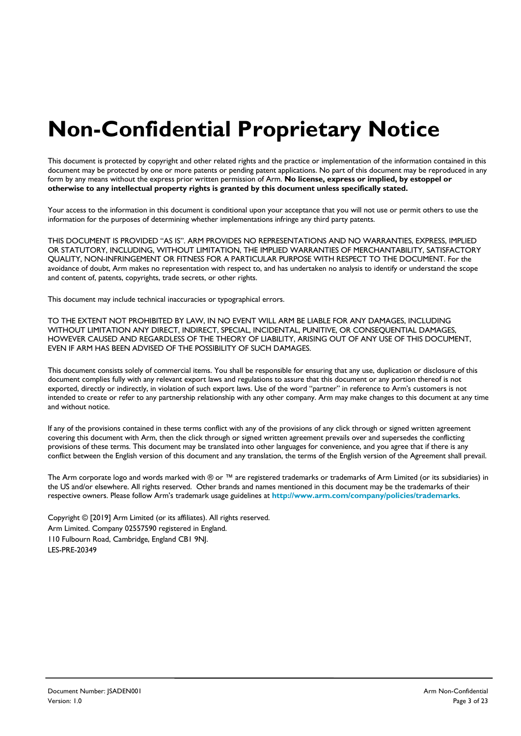# Non-Confidential Proprietary Notice

This document is protected by copyright and other related rights and the practice or implementation of the information contained in this document may be protected by one or more patents or pending patent applications. No part of this document may be reproduced in any form by any means without the express prior written permission of Arm. **No license, express or implied, by estoppel or otherwise to any intellectual property rights is granted by this document unless specifically stated.**

Your access to the information in this document is conditional upon your acceptance that you will not use or permit others to use the information for the purposes of determining whether implementations infringe any third party patents.

THIS DOCUMENT IS PROVIDED "AS IS". ARM PROVIDES NO REPRESENTATIONS AND NO WARRANTIES, EXPRESS, IMPLIED OR STATUTORY, INCLUDING, WITHOUT LIMITATION, THE IMPLIED WARRANTIES OF MERCHANTABILITY, SATISFACTORY QUALITY, NON-INFRINGEMENT OR FITNESS FOR A PARTICULAR PURPOSE WITH RESPECT TO THE DOCUMENT. For the avoidance of doubt, Arm makes no representation with respect to, and has undertaken no analysis to identify or understand the scope and content of, patents, copyrights, trade secrets, or other rights.

This document may include technical inaccuracies or typographical errors.

TO THE EXTENT NOT PROHIBITED BY LAW, IN NO EVENT WILL ARM BE LIABLE FOR ANY DAMAGES, INCLUDING WITHOUT LIMITATION ANY DIRECT, INDIRECT, SPECIAL, INCIDENTAL, PUNITIVE, OR CONSEQUENTIAL DAMAGES, HOWEVER CAUSED AND REGARDLESS OF THE THEORY OF LIABILITY, ARISING OUT OF ANY USE OF THIS DOCUMENT, EVEN IF ARM HAS BEEN ADVISED OF THE POSSIBILITY OF SUCH DAMAGES.

This document consists solely of commercial items. You shall be responsible for ensuring that any use, duplication or disclosure of this document complies fully with any relevant export laws and regulations to assure that this document or any portion thereof is not exported, directly or indirectly, in violation of such export laws. Use of the word "partner" in reference to Arm's customers is not intended to create or refer to any partnership relationship with any other company. Arm may make changes to this document at any time and without notice.

If any of the provisions contained in these terms conflict with any of the provisions of any click through or signed written agreement covering this document with Arm, then the click through or signed written agreement prevails over and supersedes the conflicting provisions of these terms. This document may be translated into other languages for convenience, and you agree that if there is any conflict between the English version of this document and any translation, the terms of the English version of the Agreement shall prevail.

The Arm corporate logo and words marked with ® or ™ are registered trademarks or trademarks of Arm Limited (or its subsidiaries) in the US and/or elsewhere. All rights reserved. Other brands and names mentioned in this document may be the trademarks of their respective owners. Please follow Arm's trademark usage guidelines at **http://www.arm.com/company/policies/trademarks**.

Copyright © [2019] Arm Limited (or its affiliates). All rights reserved.
Arm Limited. Company 02557590 registered in England.
110 Fulbourn Road, Cambridge, England CB1 9NJ.
LES-PRE-20349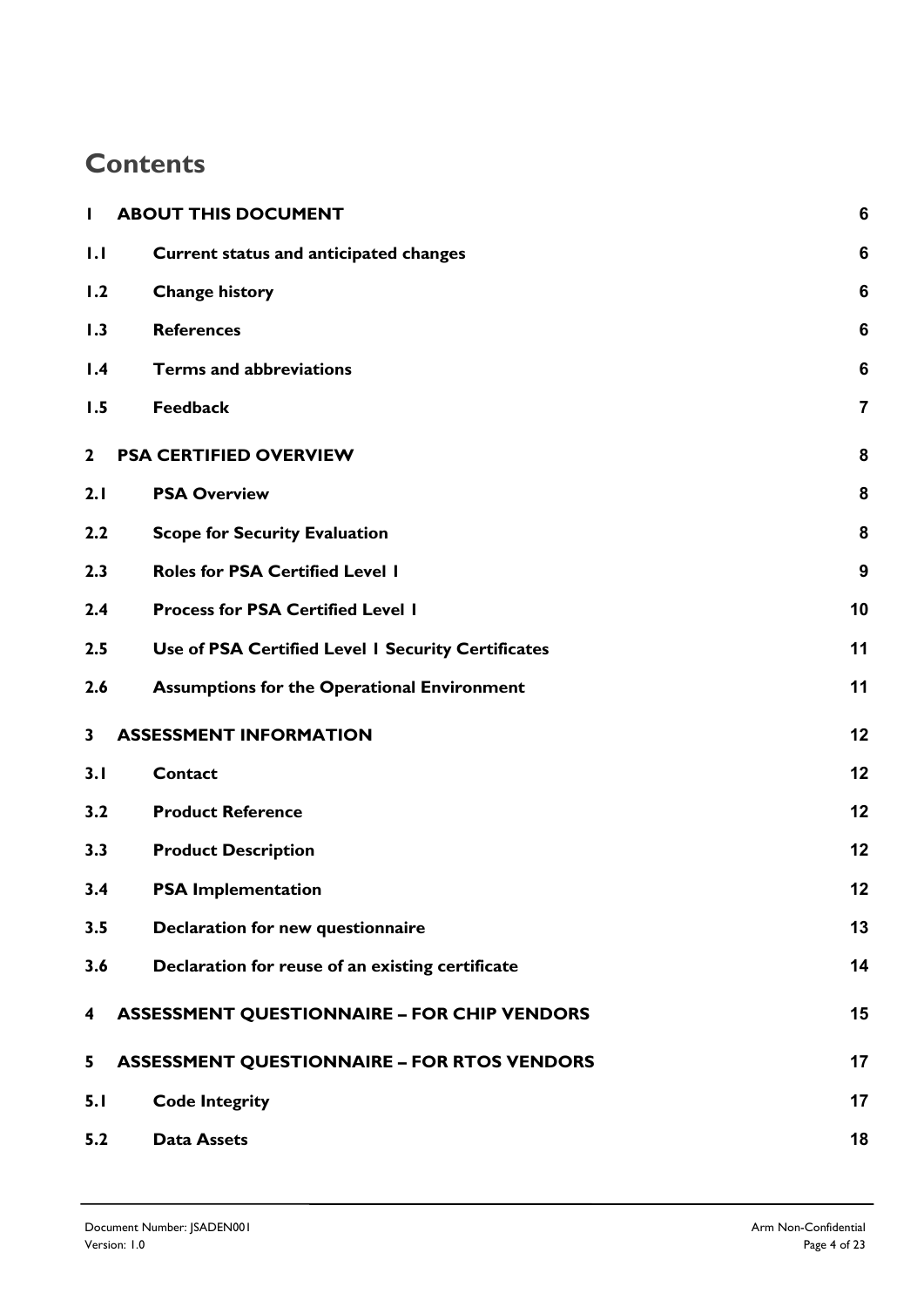# Contents

| | | |
|---|---|---|
| **1** | **ABOUT THIS DOCUMENT** | **6** |
| **1.1** | **Current status and anticipated changes** | **6** |
| **1.2** | **Change history** | **6** |
| **1.3** | **References** | **6** |
| **1.4** | **Terms and abbreviations** | **6** |
| **1.5** | **Feedback** | **7** |
| **2** | **PSA CERTIFIED OVERVIEW** | **8** |
| **2.1** | **PSA Overview** | **8** |
| **2.2** | **Scope for Security Evaluation** | **8** |
| **2.3** | **Roles for PSA Certified Level 1** | **9** |
| **2.4** | **Process for PSA Certified Level 1** | **10** |
| **2.5** | **Use of PSA Certified Level 1 Security Certificates** | **11** |
| **2.6** | **Assumptions for the Operational Environment** | **11** |
| **3** | **ASSESSMENT INFORMATION** | **12** |
| **3.1** | **Contact** | **12** |
| **3.2** | **Product Reference** | **12** |
| **3.3** | **Product Description** | **12** |
| **3.4** | **PSA Implementation** | **12** |
| **3.5** | **Declaration for new questionnaire** | **13** |
| **3.6** | **Declaration for reuse of an existing certificate** | **14** |
| **4** | **ASSESSMENT QUESTIONNAIRE – FOR CHIP VENDORS** | **15** |
| **5** | **ASSESSMENT QUESTIONNAIRE – FOR RTOS VENDORS** | **17** |
| **5.1** | **Code Integrity** | **17** |
| **5.2** | **Data Assets** | **18** |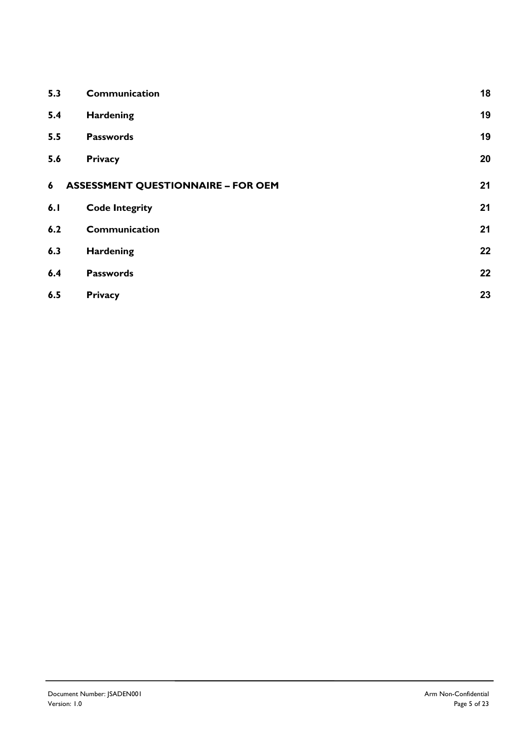| | | |
|---|---|---|
| **5.3** | **Communication** | **18** |
| **5.4** | **Hardening** | **19** |
| **5.5** | **Passwords** | **19** |
| **5.6** | **Privacy** | **20** |
| **6** | **ASSESSMENT QUESTIONNAIRE – FOR OEM** | **21** |
| **6.1** | **Code Integrity** | **21** |
| **6.2** | **Communication** | **21** |
| **6.3** | **Hardening** | **22** |
| **6.4** | **Passwords** | **22** |
| **6.5** | **Privacy** | **23** |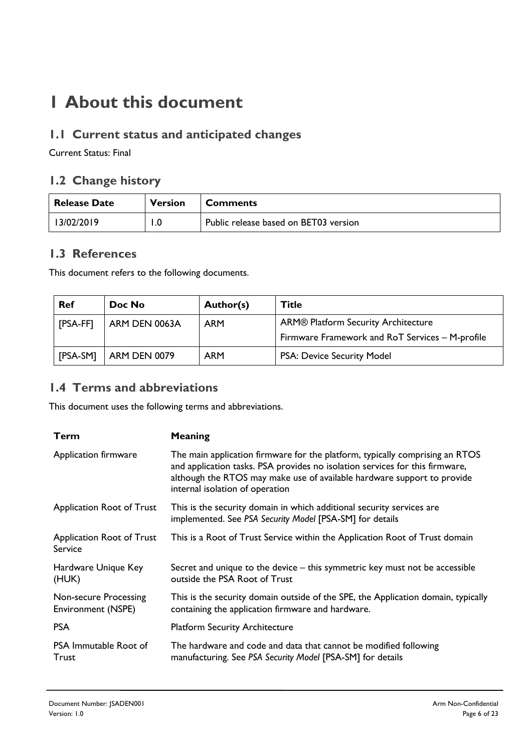# 1 About this document

## 1.1 Current status and anticipated changes

Current Status: Final

## 1.2 Change history

| Release Date | Version | Comments |
|---|---|---|
| 13/02/2019 | 1.0 | Public release based on BET03 version |

## 1.3 References

This document refers to the following documents.

| Ref | Doc No | Author(s) | Title |
|---|---|---|---|
| [PSA-FF] | ARM DEN 0063A | ARM | ARM® Platform Security Architecture<br>Firmware Framework and RoT Services – M-profile |
| [PSA-SM] | ARM DEN 0079 | ARM | PSA: Device Security Model |

## 1.4 Terms and abbreviations

This document uses the following terms and abbreviations.

| Term | Meaning |
|---|---|
| Application firmware | The main application firmware for the platform, typically comprising an RTOS and application tasks. PSA provides no isolation services for this firmware, although the RTOS may make use of available hardware support to provide internal isolation of operation |
| Application Root of Trust | This is the security domain in which additional security services are implemented. See *PSA Security Model* [PSA-SM] for details |
| Application Root of Trust Service | This is a Root of Trust Service within the Application Root of Trust domain |
| Hardware Unique Key (HUK) | Secret and unique to the device – this symmetric key must not be accessible outside the PSA Root of Trust |
| Non-secure Processing Environment (NSPE) | This is the security domain outside of the SPE, the Application domain, typically containing the application firmware and hardware. |
| PSA | Platform Security Architecture |
| PSA Immutable Root of Trust | The hardware and code and data that cannot be modified following manufacturing. See *PSA Security Model* [PSA-SM] for details |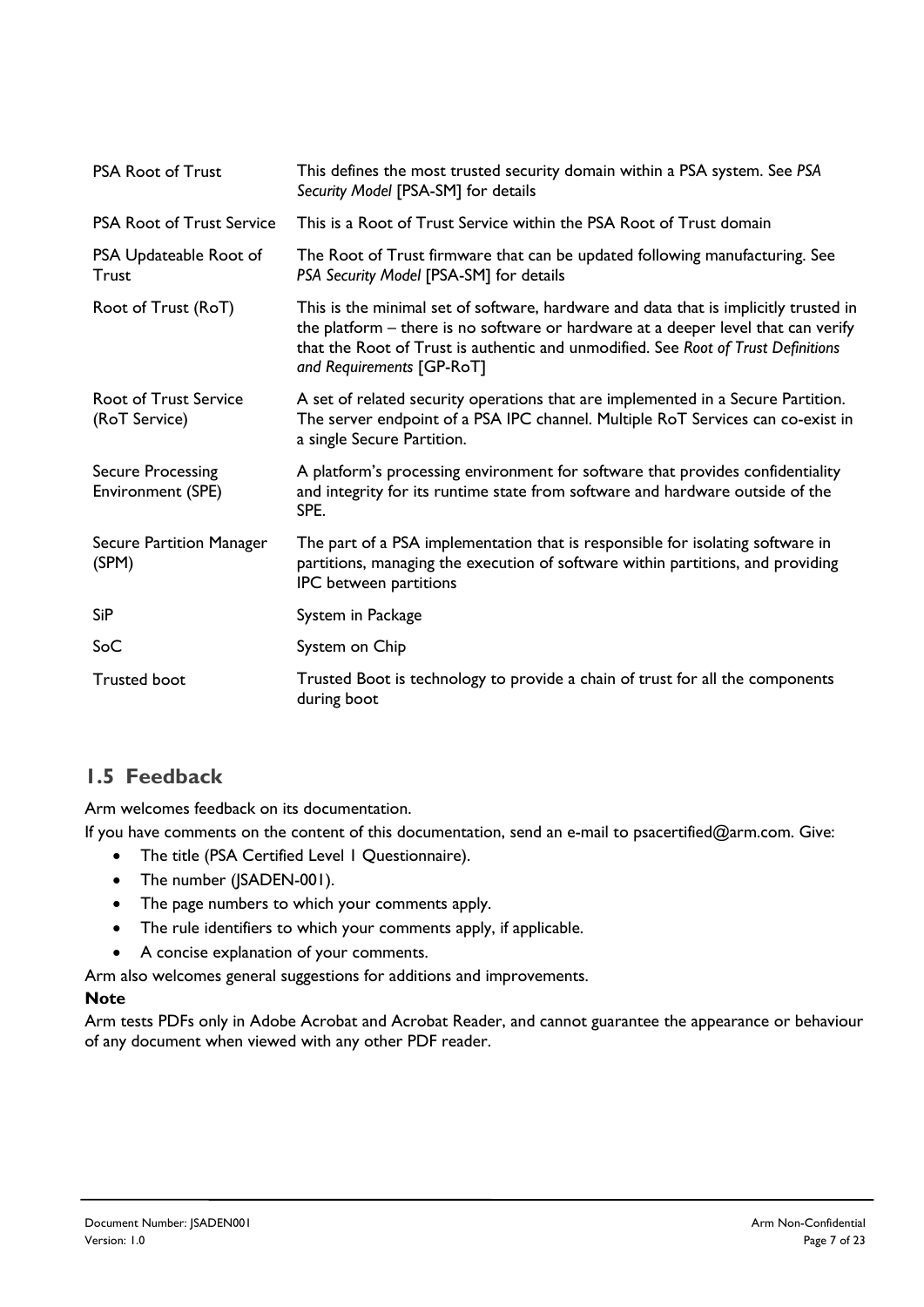| | |
|---|---|
| PSA Root of Trust | This defines the most trusted security domain within a PSA system. See *PSA Security Model* [PSA-SM] for details |
| PSA Root of Trust Service | This is a Root of Trust Service within the PSA Root of Trust domain |
| PSA Updateable Root of Trust | The Root of Trust firmware that can be updated following manufacturing. See *PSA Security Model* [PSA-SM] for details |
| Root of Trust (RoT) | This is the minimal set of software, hardware and data that is implicitly trusted in the platform – there is no software or hardware at a deeper level that can verify that the Root of Trust is authentic and unmodified. See *Root of Trust Definitions and Requirements* [GP-RoT] |
| Root of Trust Service (RoT Service) | A set of related security operations that are implemented in a Secure Partition. The server endpoint of a PSA IPC channel. Multiple RoT Services can co-exist in a single Secure Partition. |
| Secure Processing Environment (SPE) | A platform's processing environment for software that provides confidentiality and integrity for its runtime state from software and hardware outside of the SPE. |
| Secure Partition Manager (SPM) | The part of a PSA implementation that is responsible for isolating software in partitions, managing the execution of software within partitions, and providing IPC between partitions |
| SiP | System in Package |
| SoC | System on Chip |
| Trusted boot | Trusted Boot is technology to provide a chain of trust for all the components during boot |

## 1.5 Feedback

Arm welcomes feedback on its documentation.

If you have comments on the content of this documentation, send an e-mail to psacertified@arm.com. Give:

- The title (PSA Certified Level 1 Questionnaire).
- The number (JSADEN-001).
- The page numbers to which your comments apply.
- The rule identifiers to which your comments apply, if applicable.
- A concise explanation of your comments.

Arm also welcomes general suggestions for additions and improvements.

**Note**

Arm tests PDFs only in Adobe Acrobat and Acrobat Reader, and cannot guarantee the appearance or behaviour of any document when viewed with any other PDF reader.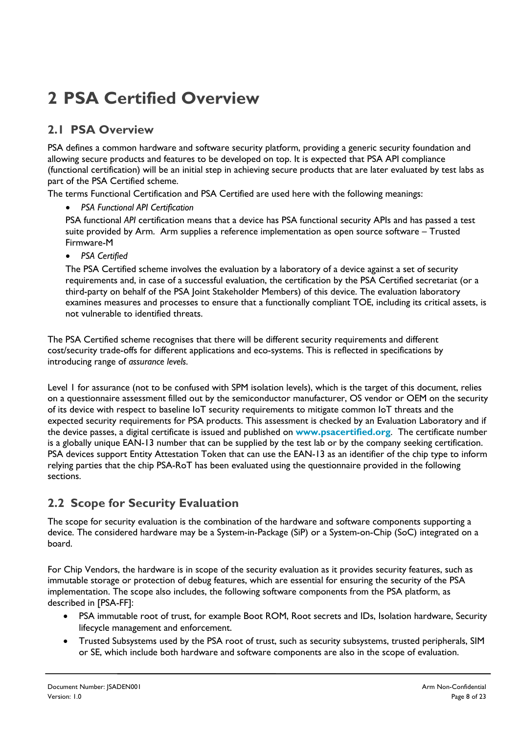# 2 PSA Certified Overview

## 2.1 PSA Overview

PSA defines a common hardware and software security platform, providing a generic security foundation and allowing secure products and features to be developed on top. It is expected that PSA API compliance (functional certification) will be an initial step in achieving secure products that are later evaluated by test labs as part of the PSA Certified scheme.

The terms Functional Certification and PSA Certified are used here with the following meanings:

- *PSA Functional API Certification*

  PSA functional *API* certification means that a device has PSA functional security APIs and has passed a test suite provided by Arm. Arm supplies a reference implementation as open source software – Trusted Firmware-M

- *PSA Certified*

  The PSA Certified scheme involves the evaluation by a laboratory of a device against a set of security requirements and, in case of a successful evaluation, the certification by the PSA Certified secretariat (or a third-party on behalf of the PSA Joint Stakeholder Members) of this device. The evaluation laboratory examines measures and processes to ensure that a functionally compliant TOE, including its critical assets, is not vulnerable to identified threats.

The PSA Certified scheme recognises that there will be different security requirements and different cost/security trade-offs for different applications and eco-systems. This is reflected in specifications by introducing range of *assurance levels*.

Level 1 for assurance (not to be confused with SPM isolation levels), which is the target of this document, relies on a questionnaire assessment filled out by the semiconductor manufacturer, OS vendor or OEM on the security of its device with respect to baseline IoT security requirements to mitigate common IoT threats and the expected security requirements for PSA products. This assessment is checked by an Evaluation Laboratory and if the device passes, a digital certificate is issued and published on **www.psacertified.org**. The certificate number is a globally unique EAN-13 number that can be supplied by the test lab or by the company seeking certification. PSA devices support Entity Attestation Token that can use the EAN-13 as an identifier of the chip type to inform relying parties that the chip PSA-RoT has been evaluated using the questionnaire provided in the following sections.

## 2.2 Scope for Security Evaluation

The scope for security evaluation is the combination of the hardware and software components supporting a device. The considered hardware may be a System-in-Package (SiP) or a System-on-Chip (SoC) integrated on a board.

For Chip Vendors, the hardware is in scope of the security evaluation as it provides security features, such as immutable storage or protection of debug features, which are essential for ensuring the security of the PSA implementation. The scope also includes, the following software components from the PSA platform, as described in [PSA-FF]:

- PSA immutable root of trust, for example Boot ROM, Root secrets and IDs, Isolation hardware, Security lifecycle management and enforcement.
- Trusted Subsystems used by the PSA root of trust, such as security subsystems, trusted peripherals, SIM or SE, which include both hardware and software components are also in the scope of evaluation.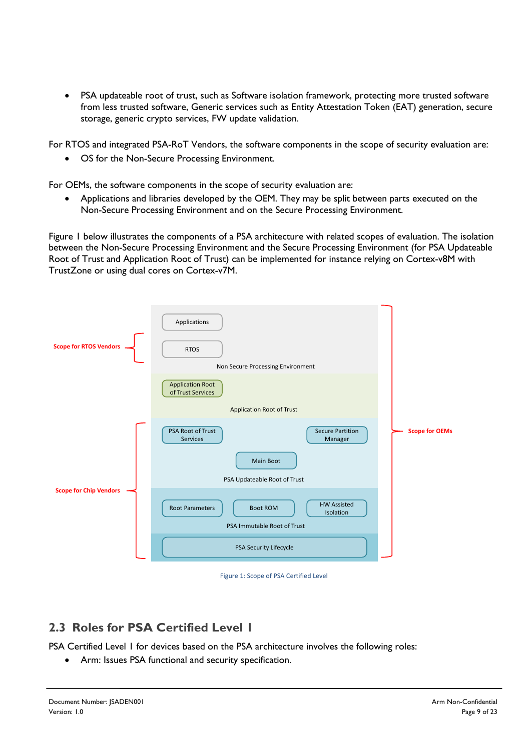- PSA updateable root of trust, such as Software isolation framework, protecting more trusted software from less trusted software, Generic services such as Entity Attestation Token (EAT) generation, secure storage, generic crypto services, FW update validation.

For RTOS and integrated PSA-RoT Vendors, the software components in the scope of security evaluation are:

- OS for the Non-Secure Processing Environment.

For OEMs, the software components in the scope of security evaluation are:

- Applications and libraries developed by the OEM. They may be split between parts executed on the Non-Secure Processing Environment and on the Secure Processing Environment.

Figure 1 below illustrates the components of a PSA architecture with related scopes of evaluation. The isolation between the Non-Secure Processing Environment and the Secure Processing Environment (for PSA Updateable Root of Trust and Application Root of Trust) can be implemented for instance relying on Cortex-v8M with TrustZone or using dual cores on Cortex-v7M.

Scope for RTOS Vendors

Applications

RTOS

Non Secure Processing Environment

Application Root of Trust Services

Application Root of Trust

Scope for OEMs

Scope for Chip Vendors

PSA Root of Trust Services

Secure Partition Manager

Main Boot

PSA Updateable Root of Trust

Root Parameters

Boot ROM

HW Assisted Isolation

PSA Immutable Root of Trust

PSA Security Lifecycle

Figure 1: Scope of PSA Certified Level

## 2.3 Roles for PSA Certified Level 1

PSA Certified Level 1 for devices based on the PSA architecture involves the following roles:

- Arm: Issues PSA functional and security specification.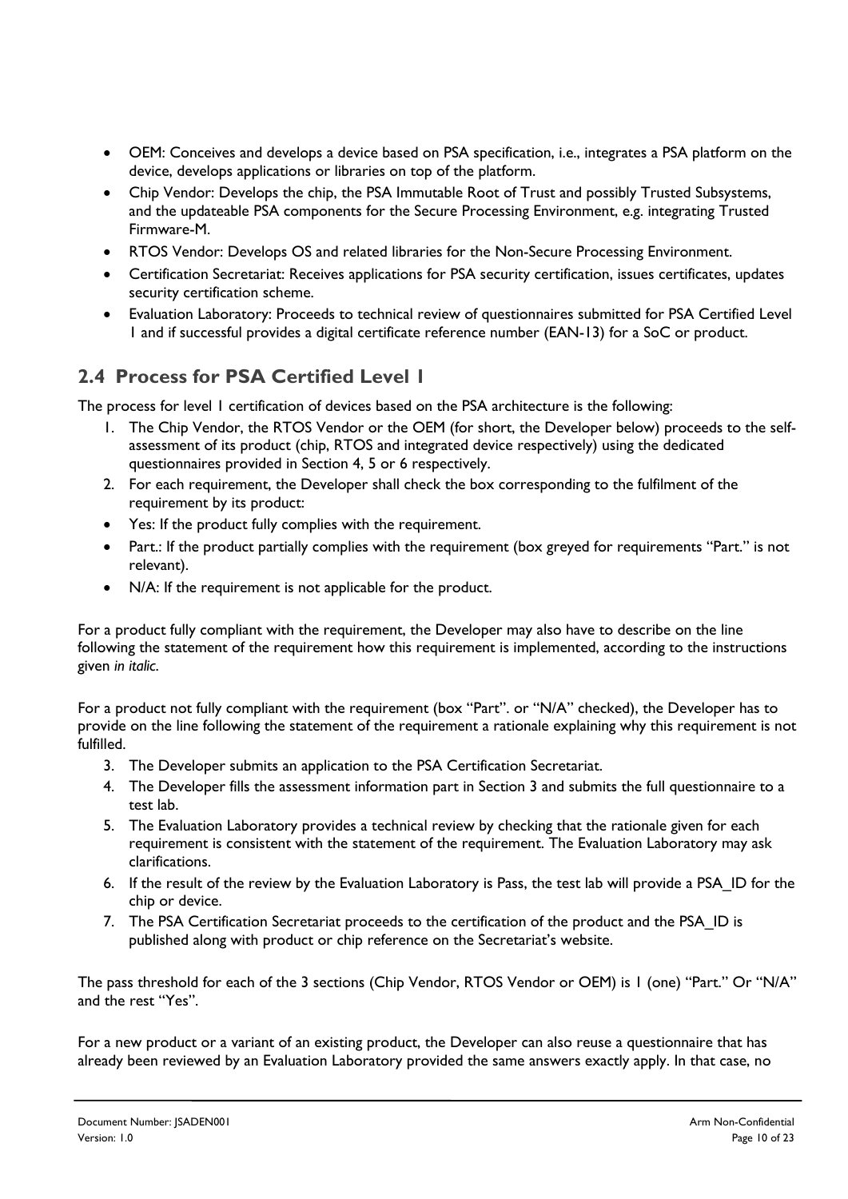- OEM: Conceives and develops a device based on PSA specification, i.e., integrates a PSA platform on the device, develops applications or libraries on top of the platform.
- Chip Vendor: Develops the chip, the PSA Immutable Root of Trust and possibly Trusted Subsystems, and the updateable PSA components for the Secure Processing Environment, e.g. integrating Trusted Firmware-M.
- RTOS Vendor: Develops OS and related libraries for the Non-Secure Processing Environment.
- Certification Secretariat: Receives applications for PSA security certification, issues certificates, updates security certification scheme.
- Evaluation Laboratory: Proceeds to technical review of questionnaires submitted for PSA Certified Level 1 and if successful provides a digital certificate reference number (EAN-13) for a SoC or product.

## 2.4 Process for PSA Certified Level 1

The process for level 1 certification of devices based on the PSA architecture is the following:

1. The Chip Vendor, the RTOS Vendor or the OEM (for short, the Developer below) proceeds to the self-assessment of its product (chip, RTOS and integrated device respectively) using the dedicated questionnaires provided in Section 4, 5 or 6 respectively.
2. For each requirement, the Developer shall check the box corresponding to the fulfilment of the requirement by its product:

- Yes: If the product fully complies with the requirement.
- Part.: If the product partially complies with the requirement (box greyed for requirements "Part." is not relevant).
- N/A: If the requirement is not applicable for the product.

For a product fully compliant with the requirement, the Developer may also have to describe on the line following the statement of the requirement how this requirement is implemented, according to the instructions given *in italic*.

For a product not fully compliant with the requirement (box "Part". or "N/A" checked), the Developer has to provide on the line following the statement of the requirement a rationale explaining why this requirement is not fulfilled.

3. The Developer submits an application to the PSA Certification Secretariat.
4. The Developer fills the assessment information part in Section 3 and submits the full questionnaire to a test lab.
5. The Evaluation Laboratory provides a technical review by checking that the rationale given for each requirement is consistent with the statement of the requirement. The Evaluation Laboratory may ask clarifications.
6. If the result of the review by the Evaluation Laboratory is Pass, the test lab will provide a PSA_ID for the chip or device.
7. The PSA Certification Secretariat proceeds to the certification of the product and the PSA_ID is published along with product or chip reference on the Secretariat's website.

The pass threshold for each of the 3 sections (Chip Vendor, RTOS Vendor or OEM) is 1 (one) "Part." Or "N/A" and the rest "Yes".

For a new product or a variant of an existing product, the Developer can also reuse a questionnaire that has already been reviewed by an Evaluation Laboratory provided the same answers exactly apply. In that case, no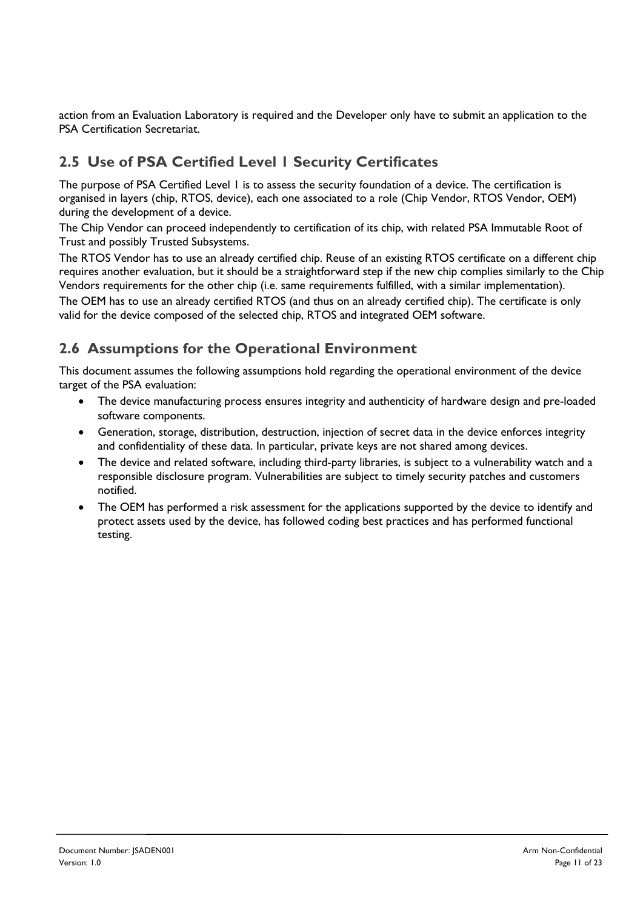action from an Evaluation Laboratory is required and the Developer only have to submit an application to the PSA Certification Secretariat.

## 2.5 Use of PSA Certified Level 1 Security Certificates

The purpose of PSA Certified Level 1 is to assess the security foundation of a device. The certification is organised in layers (chip, RTOS, device), each one associated to a role (Chip Vendor, RTOS Vendor, OEM) during the development of a device.

The Chip Vendor can proceed independently to certification of its chip, with related PSA Immutable Root of Trust and possibly Trusted Subsystems.

The RTOS Vendor has to use an already certified chip. Reuse of an existing RTOS certificate on a different chip requires another evaluation, but it should be a straightforward step if the new chip complies similarly to the Chip Vendors requirements for the other chip (i.e. same requirements fulfilled, with a similar implementation).

The OEM has to use an already certified RTOS (and thus on an already certified chip). The certificate is only valid for the device composed of the selected chip, RTOS and integrated OEM software.

## 2.6 Assumptions for the Operational Environment

This document assumes the following assumptions hold regarding the operational environment of the device target of the PSA evaluation:

- The device manufacturing process ensures integrity and authenticity of hardware design and pre-loaded software components.
- Generation, storage, distribution, destruction, injection of secret data in the device enforces integrity and confidentiality of these data. In particular, private keys are not shared among devices.
- The device and related software, including third-party libraries, is subject to a vulnerability watch and a responsible disclosure program. Vulnerabilities are subject to timely security patches and customers notified.
- The OEM has performed a risk assessment for the applications supported by the device to identify and protect assets used by the device, has followed coding best practices and has performed functional testing.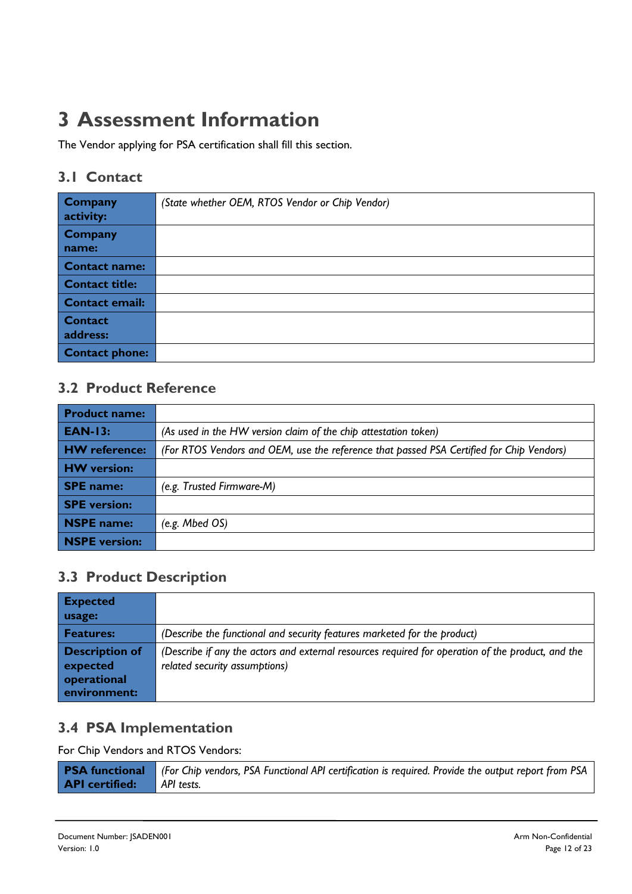# 3 Assessment Information

The Vendor applying for PSA certification shall fill this section.

## 3.1 Contact

| | |
|---|---|
| **Company activity:** | *(State whether OEM, RTOS Vendor or Chip Vendor)* |
| **Company name:** | |
| **Contact name:** | |
| **Contact title:** | |
| **Contact email:** | |
| **Contact address:** | |
| **Contact phone:** | |

## 3.2 Product Reference

| | |
|---|---|
| **Product name:** | |
| **EAN-13:** | *(As used in the HW version claim of the chip attestation token)* |
| **HW reference:** | *(For RTOS Vendors and OEM, use the reference that passed PSA Certified for Chip Vendors)* |
| **HW version:** | |
| **SPE name:** | *(e.g. Trusted Firmware-M)* |
| **SPE version:** | |
| **NSPE name:** | *(e.g. Mbed OS)* |
| **NSPE version:** | |

## 3.3 Product Description

| | |
|---|---|
| **Expected usage:** | |
| **Features:** | *(Describe the functional and security features marketed for the product)* |
| **Description of expected operational environment:** | *(Describe if any the actors and external resources required for operation of the product, and the related security assumptions)* |

## 3.4 PSA Implementation

For Chip Vendors and RTOS Vendors:

| | |
|---|---|
| **PSA functional API certified:** | *(For Chip vendors, PSA Functional API certification is required. Provide the output report from PSA API tests.* |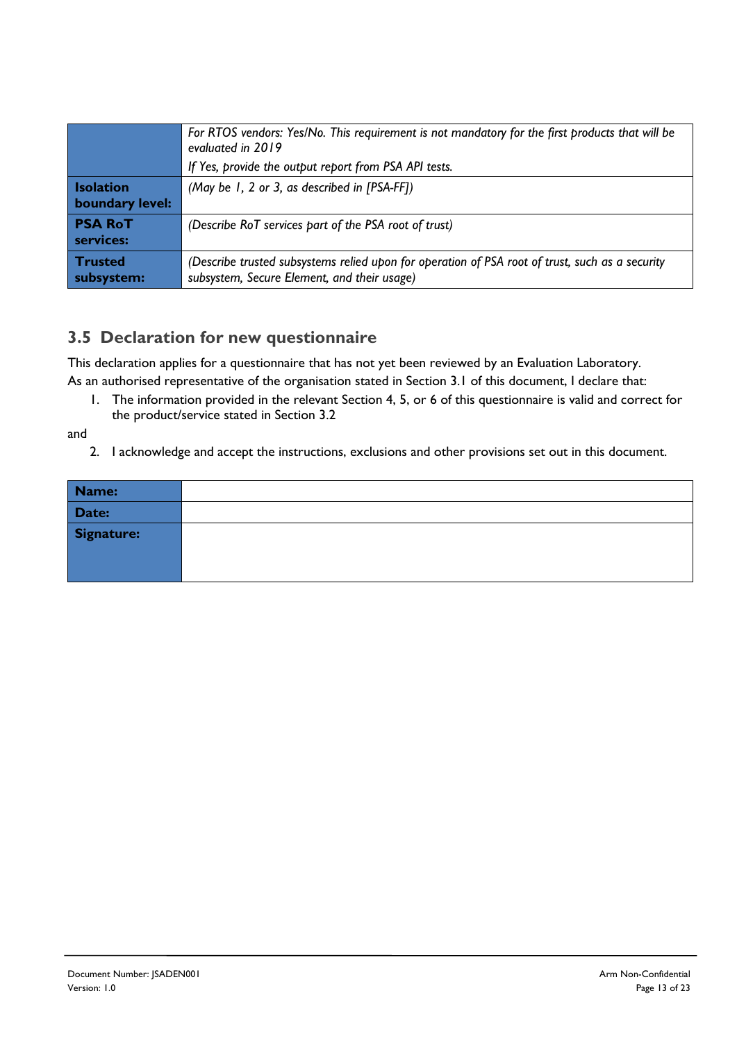| | |
|---|---|
| | *For RTOS vendors: Yes/No. This requirement is not mandatory for the first products that will be evaluated in 2019*<br>*If Yes, provide the output report from PSA API tests.* |
| **Isolation boundary level:** | *(May be 1, 2 or 3, as described in [PSA-FF])* |
| **PSA RoT services:** | *(Describe RoT services part of the PSA root of trust)* |
| **Trusted subsystem:** | *(Describe trusted subsystems relied upon for operation of PSA root of trust, such as a security subsystem, Secure Element, and their usage)* |

## 3.5 Declaration for new questionnaire

This declaration applies for a questionnaire that has not yet been reviewed by an Evaluation Laboratory.
As an authorised representative of the organisation stated in Section 3.1 of this document, I declare that:

1. The information provided in the relevant Section 4, 5, or 6 of this questionnaire is valid and correct for the product/service stated in Section 3.2

and

2. I acknowledge and accept the instructions, exclusions and other provisions set out in this document.

| | |
|---|---|
| **Name:** | |
| **Date:** | |
| **Signature:** | |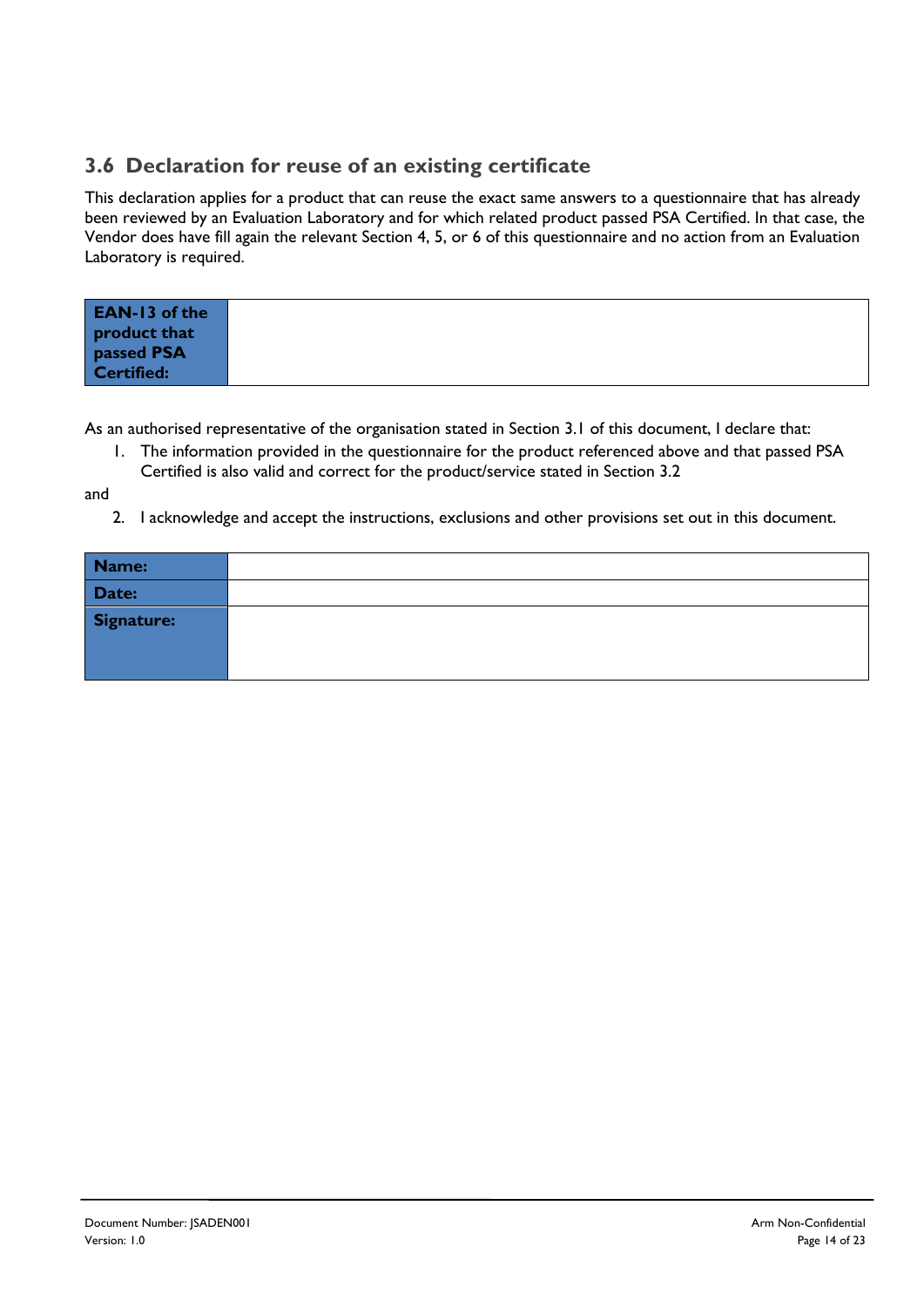## 3.6 Declaration for reuse of an existing certificate

This declaration applies for a product that can reuse the exact same answers to a questionnaire that has already been reviewed by an Evaluation Laboratory and for which related product passed PSA Certified. In that case, the Vendor does have fill again the relevant Section 4, 5, or 6 of this questionnaire and no action from an Evaluation Laboratory is required.

| **EAN-13 of the product that passed PSA Certified:** | |
|---|---|

As an authorised representative of the organisation stated in Section 3.1 of this document, I declare that:

1. The information provided in the questionnaire for the product referenced above and that passed PSA Certified is also valid and correct for the product/service stated in Section 3.2

and

2. I acknowledge and accept the instructions, exclusions and other provisions set out in this document.

| **Name:** | |
|---|---|
| **Date:** | |
| **Signature:** | |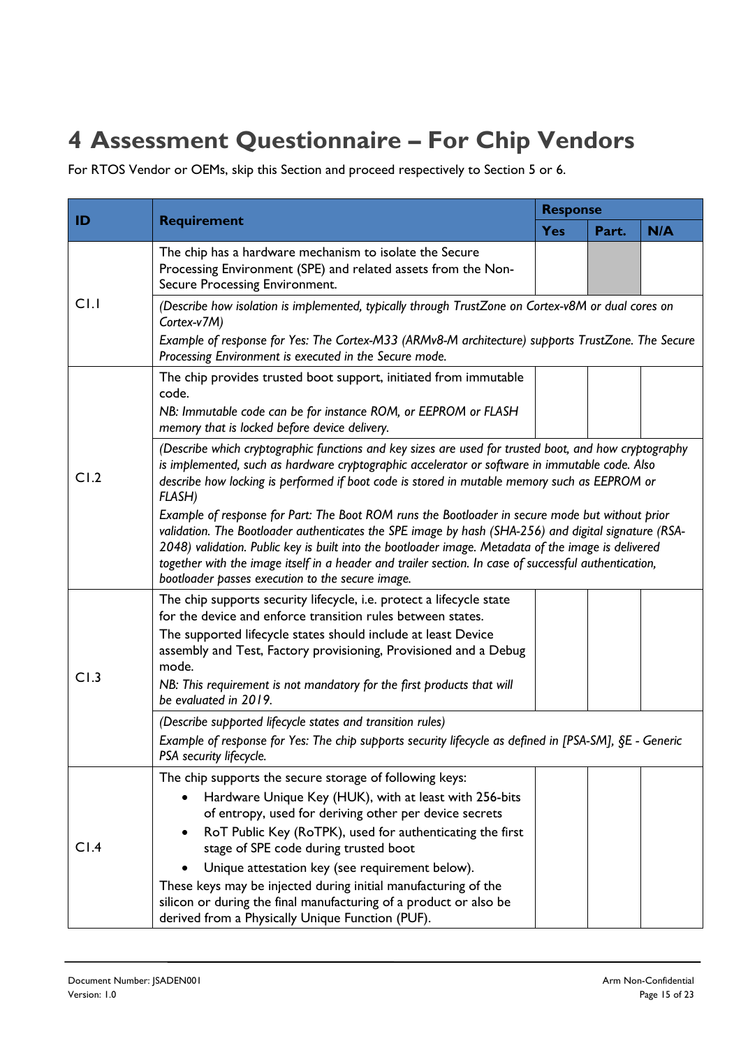# 4 Assessment Questionnaire – For Chip Vendors

For RTOS Vendor or OEMs, skip this Section and proceed respectively to Section 5 or 6.

| ID | Requirement | Response | | |
|---|---|---|---|---|
| | | Yes | Part. | N/A |
| C1.1 | The chip has a hardware mechanism to isolate the Secure Processing Environment (SPE) and related assets from the Non-Secure Processing Environment. | | | |
| | *(Describe how isolation is implemented, typically through TrustZone on Cortex-v8M or dual cores on Cortex-v7M)*<br>*Example of response for Yes: The Cortex-M33 (ARMv8-M architecture) supports TrustZone. The Secure Processing Environment is executed in the Secure mode.* | | | |
| C1.2 | The chip provides trusted boot support, initiated from immutable code.<br>*NB: Immutable code can be for instance ROM, or EEPROM or FLASH memory that is locked before device delivery.* | | | |
| | *(Describe which cryptographic functions and key sizes are used for trusted boot, and how cryptography is implemented, such as hardware cryptographic accelerator or software in immutable code. Also describe how locking is performed if boot code is stored in mutable memory such as EEPROM or FLASH)*<br>*Example of response for Part: The Boot ROM runs the Bootloader in secure mode but without prior validation. The Bootloader authenticates the SPE image by hash (SHA-256) and digital signature (RSA-2048) validation. Public key is built into the bootloader image. Metadata of the image is delivered together with the image itself in a header and trailer section. In case of successful authentication, bootloader passes execution to the secure image.* | | | |
| C1.3 | The chip supports security lifecycle, i.e. protect a lifecycle state for the device and enforce transition rules between states.<br>The supported lifecycle states should include at least Device assembly and Test, Factory provisioning, Provisioned and a Debug mode.<br>*NB: This requirement is not mandatory for the first products that will be evaluated in 2019.* | | | |
| | *(Describe supported lifecycle states and transition rules)*<br>*Example of response for Yes: The chip supports security lifecycle as defined in [PSA-SM], §E - Generic PSA security lifecycle.* | | | |
| C1.4 | The chip supports the secure storage of following keys:<br>• Hardware Unique Key (HUK), with at least with 256-bits of entropy, used for deriving other per device secrets<br>• RoT Public Key (RoTPK), used for authenticating the first stage of SPE code during trusted boot<br>• Unique attestation key (see requirement below).<br>These keys may be injected during initial manufacturing of the silicon or during the final manufacturing of a product or also be derived from a Physically Unique Function (PUF). | | | |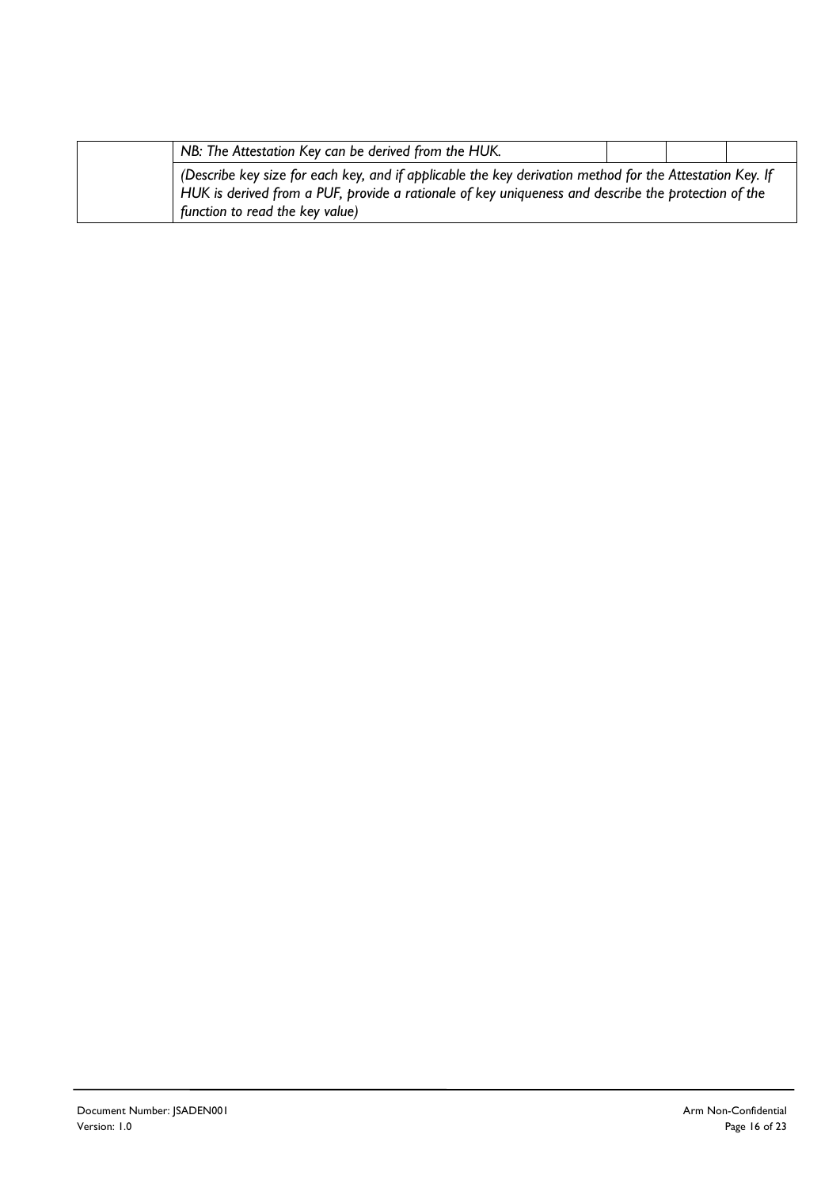| | | | | |
|---|---|---|---|---|
| | *NB: The Attestation Key can be derived from the HUK.* | | | |
| | *(Describe key size for each key, and if applicable the key derivation method for the Attestation Key. If HUK is derived from a PUF, provide a rationale of key uniqueness and describe the protection of the function to read the key value)* | | | |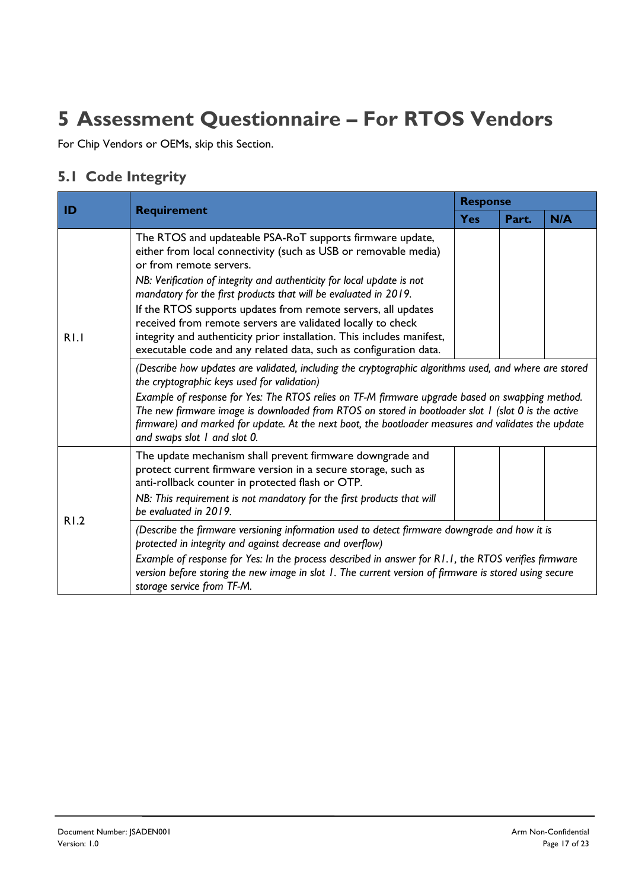# 5 Assessment Questionnaire – For RTOS Vendors

For Chip Vendors or OEMs, skip this Section.

## 5.1 Code Integrity

| ID | Requirement | Response | | |
|---|---|---|---|---|
| | | **Yes** | **Part.** | **N/A** |
| R1.1 | The RTOS and updateable PSA-RoT supports firmware update, either from local connectivity (such as USB or removable media) or from remote servers.<br>*NB: Verification of integrity and authenticity for local update is not mandatory for the first products that will be evaluated in 2019.*<br>If the RTOS supports updates from remote servers, all updates received from remote servers are validated locally to check integrity and authenticity prior installation. This includes manifest, executable code and any related data, such as configuration data. | | | |
| | *(Describe how updates are validated, including the cryptographic algorithms used, and where are stored the cryptographic keys used for validation)*<br>*Example of response for Yes: The RTOS relies on TF-M firmware upgrade based on swapping method. The new firmware image is downloaded from RTOS on stored in bootloader slot 1 (slot 0 is the active firmware) and marked for update. At the next boot, the bootloader measures and validates the update and swaps slot 1 and slot 0.* | | | |
| R1.2 | The update mechanism shall prevent firmware downgrade and protect current firmware version in a secure storage, such as anti-rollback counter in protected flash or OTP.<br>*NB: This requirement is not mandatory for the first products that will be evaluated in 2019.* | | | |
| | *(Describe the firmware versioning information used to detect firmware downgrade and how it is protected in integrity and against decrease and overflow)*<br>*Example of response for Yes: In the process described in answer for R1.1, the RTOS verifies firmware version before storing the new image in slot 1. The current version of firmware is stored using secure storage service from TF-M.* | | | |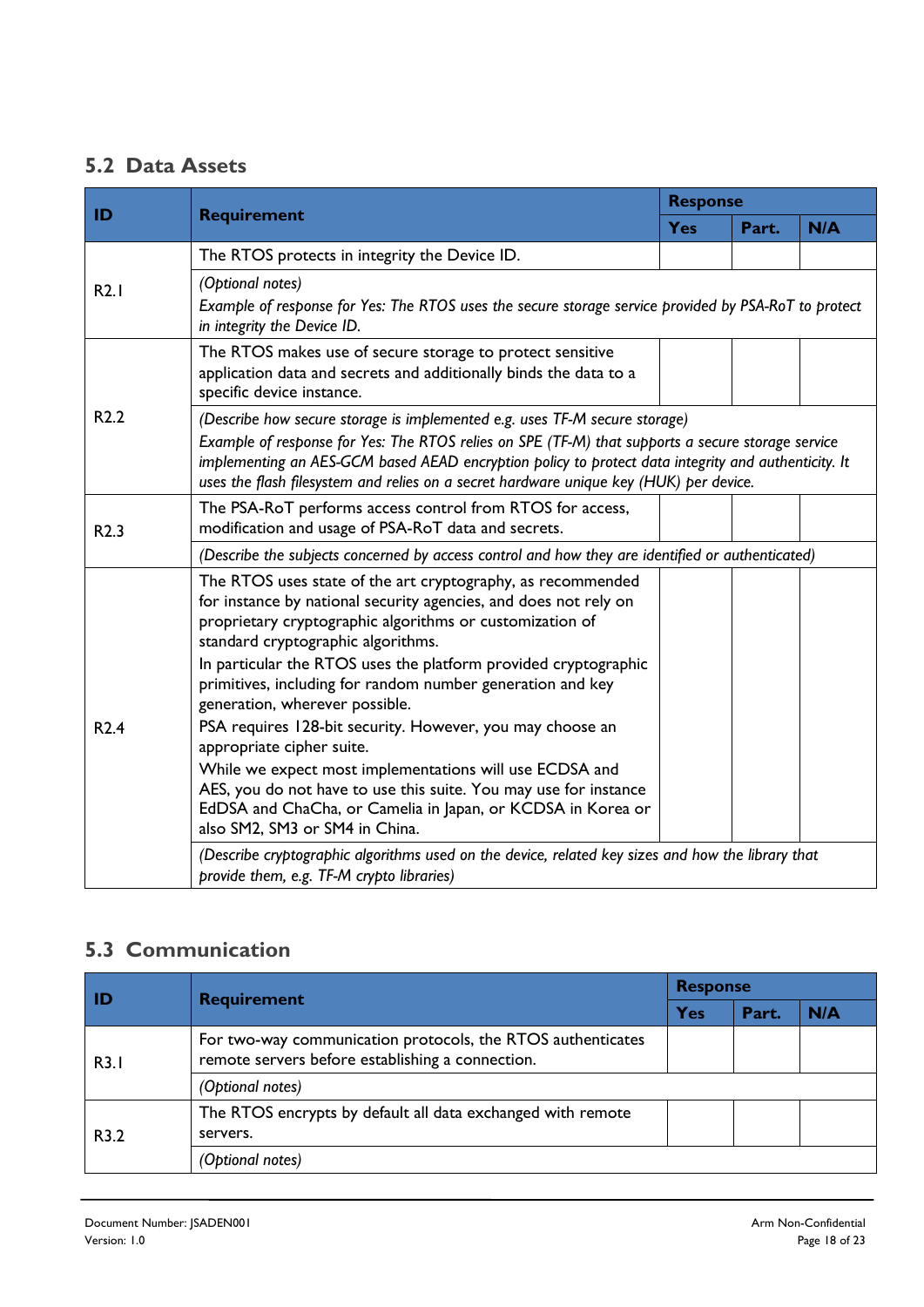## 5.2 Data Assets

| ID | Requirement | Response | | |
|---|---|---|---|---|
| | | Yes | Part. | N/A |
| R2.1 | The RTOS protects in integrity the Device ID. | | | |
| | *(Optional notes)*<br>*Example of response for Yes: The RTOS uses the secure storage service provided by PSA-RoT to protect in integrity the Device ID.* | | | |
| R2.2 | The RTOS makes use of secure storage to protect sensitive application data and secrets and additionally binds the data to a specific device instance. | | | |
| | *(Describe how secure storage is implemented e.g. uses TF-M secure storage)*<br>*Example of response for Yes: The RTOS relies on SPE (TF-M) that supports a secure storage service implementing an AES-GCM based AEAD encryption policy to protect data integrity and authenticity. It uses the flash filesystem and relies on a secret hardware unique key (HUK) per device.* | | | |
| R2.3 | The PSA-RoT performs access control from RTOS for access, modification and usage of PSA-RoT data and secrets. | | | |
| | *(Describe the subjects concerned by access control and how they are identified or authenticated)* | | | |
| R2.4 | The RTOS uses state of the art cryptography, as recommended for instance by national security agencies, and does not rely on proprietary cryptographic algorithms or customization of standard cryptographic algorithms.<br>In particular the RTOS uses the platform provided cryptographic primitives, including for random number generation and key generation, wherever possible.<br>PSA requires 128-bit security. However, you may choose an appropriate cipher suite.<br>While we expect most implementations will use ECDSA and AES, you do not have to use this suite. You may use for instance EdDSA and ChaCha, or Camelia in Japan, or KCDSA in Korea or also SM2, SM3 or SM4 in China. | | | |
| | *(Describe cryptographic algorithms used on the device, related key sizes and how the library that provide them, e.g. TF-M crypto libraries)* | | | |

## 5.3 Communication

| ID | Requirement | Response | | |
|---|---|---|---|---|
| | | Yes | Part. | N/A |
| R3.1 | For two-way communication protocols, the RTOS authenticates remote servers before establishing a connection. | | | |
| | *(Optional notes)* | | | |
| R3.2 | The RTOS encrypts by default all data exchanged with remote servers. | | | |
| | *(Optional notes)* | | | |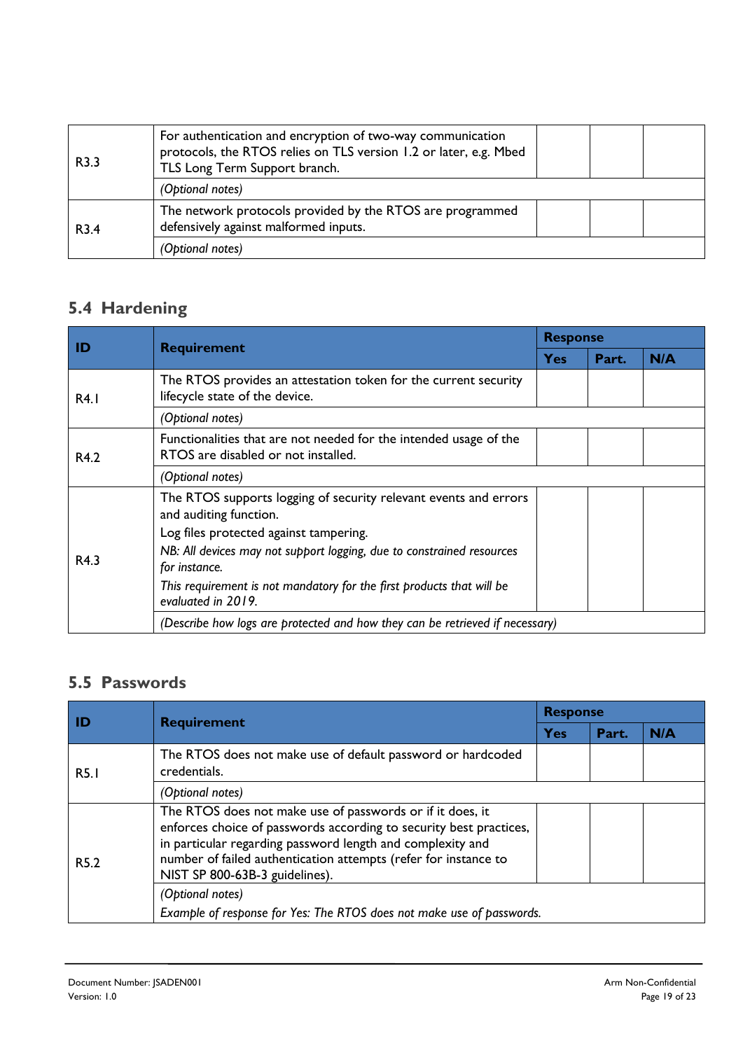| | | | | |
|---|---|---|---|---|
| R3.3 | For authentication and encryption of two-way communication protocols, the RTOS relies on TLS version 1.2 or later, e.g. Mbed TLS Long Term Support branch. | | | |
| | *(Optional notes)* | | | |
| R3.4 | The network protocols provided by the RTOS are programmed defensively against malformed inputs. | | | |
| | *(Optional notes)* | | | |

## 5.4 Hardening

| ID | Requirement | Response | | |
|---|---|---|---|---|
| | | **Yes** | **Part.** | **N/A** |
| R4.1 | The RTOS provides an attestation token for the current security lifecycle state of the device. | | | |
| | *(Optional notes)* | | | |
| R4.2 | Functionalities that are not needed for the intended usage of the RTOS are disabled or not installed. | | | |
| | *(Optional notes)* | | | |
| R4.3 | The RTOS supports logging of security relevant events and errors and auditing function.<br>Log files protected against tampering.<br>*NB: All devices may not support logging, due to constrained resources for instance.*<br>*This requirement is not mandatory for the first products that will be evaluated in 2019.* | | | |
| | *(Describe how logs are protected and how they can be retrieved if necessary)* | | | |

## 5.5 Passwords

| ID | Requirement | Response | | |
|---|---|---|---|---|
| | | **Yes** | **Part.** | **N/A** |
| R5.1 | The RTOS does not make use of default password or hardcoded credentials. | | | |
| | *(Optional notes)* | | | |
| R5.2 | The RTOS does not make use of passwords or if it does, it enforces choice of passwords according to security best practices, in particular regarding password length and complexity and number of failed authentication attempts (refer for instance to NIST SP 800-63B-3 guidelines). | | | |
| | *(Optional notes)*<br>*Example of response for Yes: The RTOS does not make use of passwords.* | | | |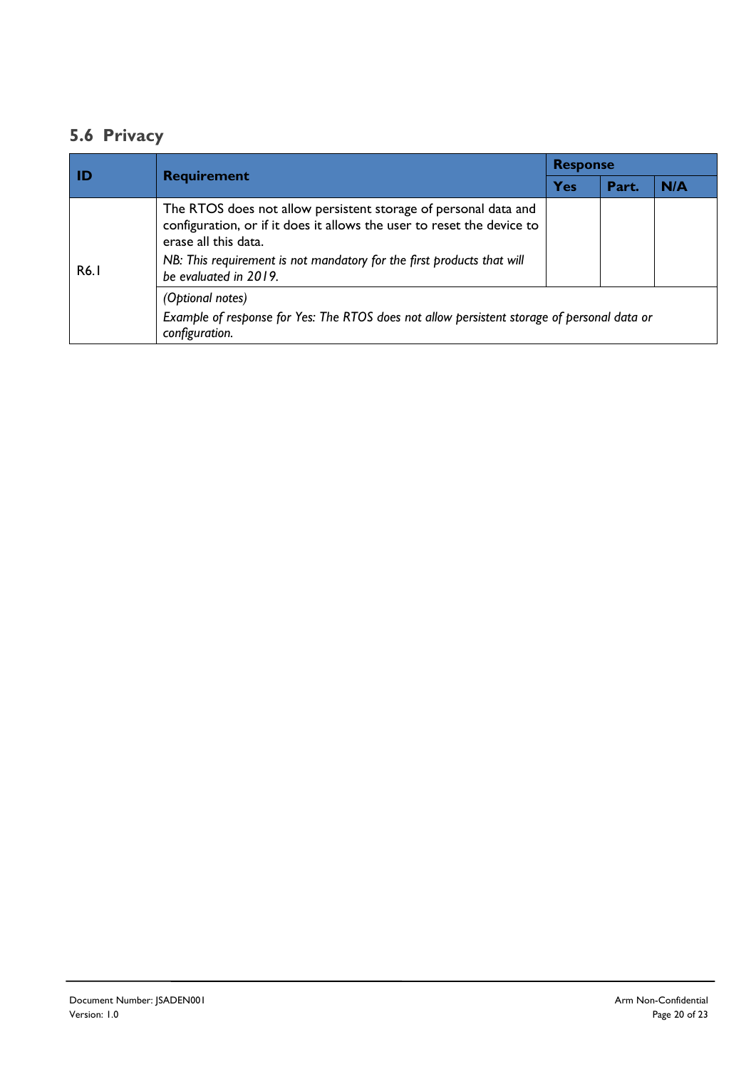## 5.6 Privacy

| ID | Requirement | Response | | |
|---|---|---|---|---|
| | | Yes | Part. | N/A |
| R6.1 | The RTOS does not allow persistent storage of personal data and configuration, or if it does it allows the user to reset the device to erase all this data.<br>*NB: This requirement is not mandatory for the first products that will be evaluated in 2019.* | | | |
| | *(Optional notes)*<br>*Example of response for Yes: The RTOS does not allow persistent storage of personal data or configuration.* | | | |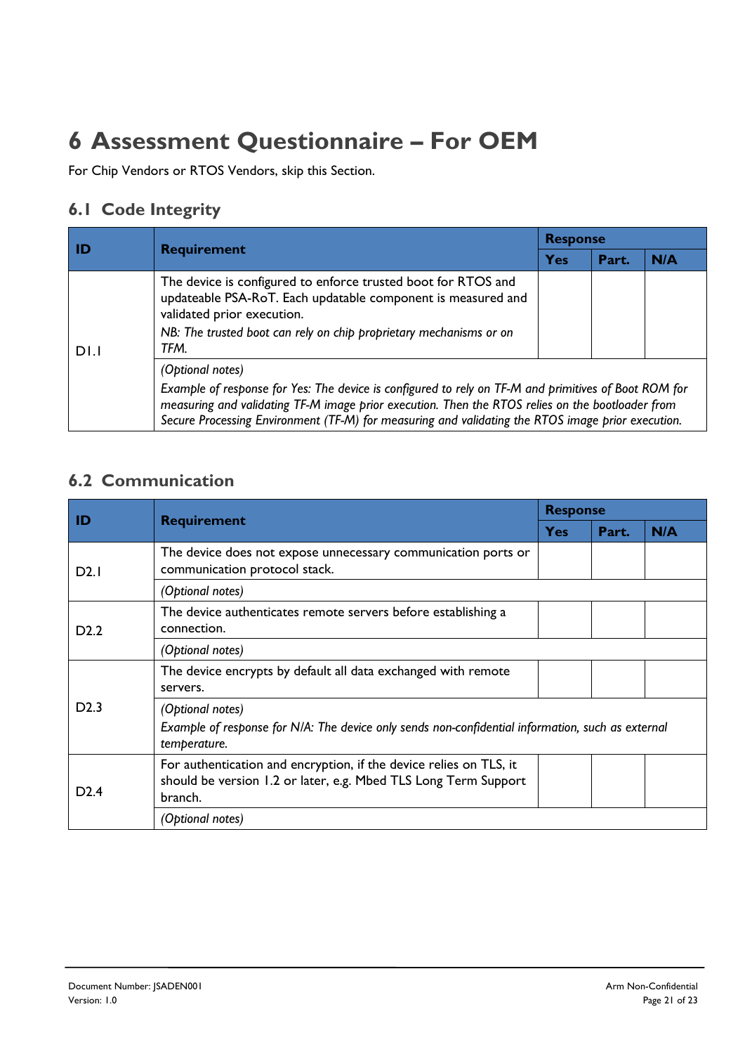# 6 Assessment Questionnaire – For OEM

For Chip Vendors or RTOS Vendors, skip this Section.

## 6.1 Code Integrity

| ID | Requirement | Response | | |
|---|---|---|---|---|
| | | Yes | Part. | N/A |
| D1.1 | The device is configured to enforce trusted boot for RTOS and updateable PSA-RoT. Each updatable component is measured and validated prior execution.<br>*NB: The trusted boot can rely on chip proprietary mechanisms or on TFM.* | | | |
| | *(Optional notes)*<br>*Example of response for Yes: The device is configured to rely on TF-M and primitives of Boot ROM for measuring and validating TF-M image prior execution. Then the RTOS relies on the bootloader from Secure Processing Environment (TF-M) for measuring and validating the RTOS image prior execution.* | | | |

## 6.2 Communication

| ID | Requirement | Response | | |
|---|---|---|---|---|
| | | Yes | Part. | N/A |
| D2.1 | The device does not expose unnecessary communication ports or communication protocol stack. | | | |
| | *(Optional notes)* | | | |
| D2.2 | The device authenticates remote servers before establishing a connection. | | | |
| | *(Optional notes)* | | | |
| D2.3 | The device encrypts by default all data exchanged with remote servers. | | | |
| | *(Optional notes)*<br>*Example of response for N/A: The device only sends non-confidential information, such as external temperature.* | | | |
| D2.4 | For authentication and encryption, if the device relies on TLS, it should be version 1.2 or later, e.g. Mbed TLS Long Term Support branch. | | | |
| | *(Optional notes)* | | | |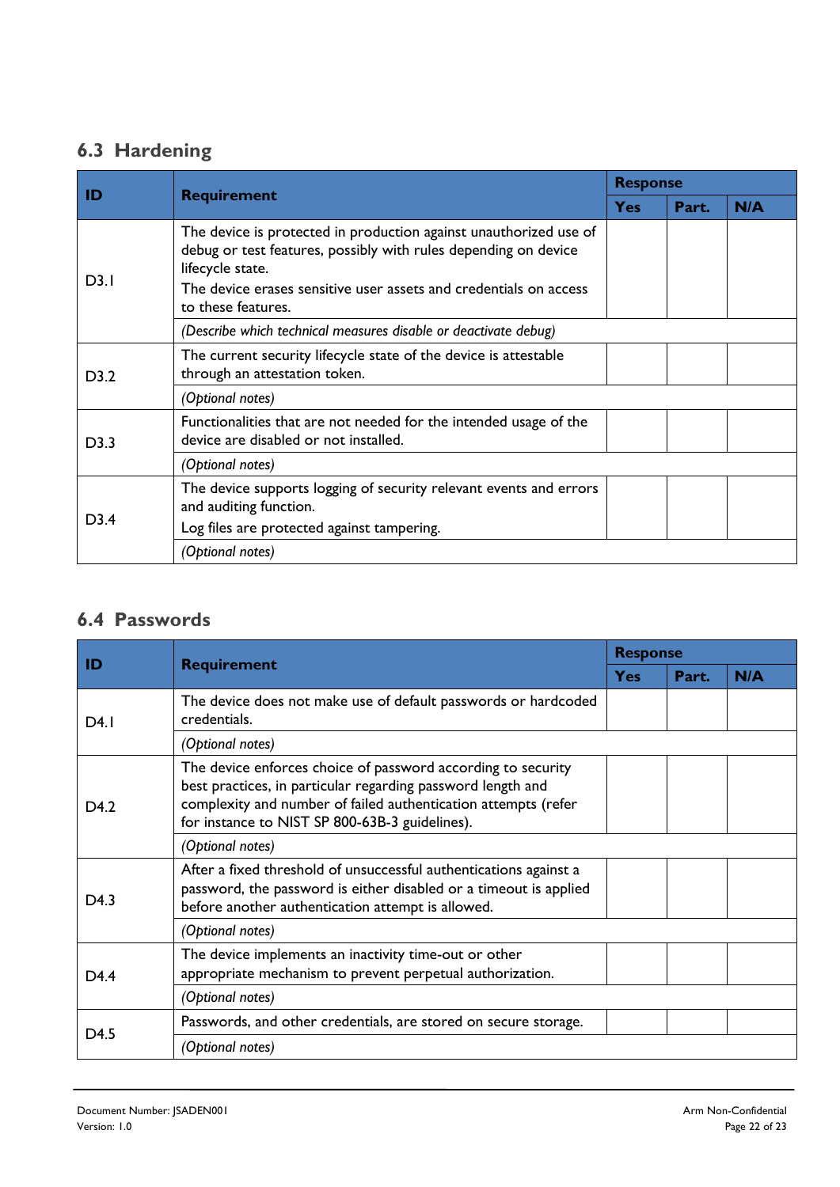## 6.3 Hardening

| ID | Requirement | Response | | |
|---|---|---|---|---|
| | | Yes | Part. | N/A |
| D3.1 | The device is protected in production against unauthorized use of debug or test features, possibly with rules depending on device lifecycle state.<br>The device erases sensitive user assets and credentials on access to these features. | | | |
| | *(Describe which technical measures disable or deactivate debug)* | | | |
| D3.2 | The current security lifecycle state of the device is attestable through an attestation token. | | | |
| | *(Optional notes)* | | | |
| D3.3 | Functionalities that are not needed for the intended usage of the device are disabled or not installed. | | | |
| | *(Optional notes)* | | | |
| D3.4 | The device supports logging of security relevant events and errors and auditing function.<br>Log files are protected against tampering. | | | |
| | *(Optional notes)* | | | |

## 6.4 Passwords

| ID | Requirement | Response | | |
|---|---|---|---|---|
| | | Yes | Part. | N/A |
| D4.1 | The device does not make use of default passwords or hardcoded credentials. | | | |
| | *(Optional notes)* | | | |
| D4.2 | The device enforces choice of password according to security best practices, in particular regarding password length and complexity and number of failed authentication attempts (refer for instance to NIST SP 800-63B-3 guidelines). | | | |
| | *(Optional notes)* | | | |
| D4.3 | After a fixed threshold of unsuccessful authentications against a password, the password is either disabled or a timeout is applied before another authentication attempt is allowed. | | | |
| | *(Optional notes)* | | | |
| D4.4 | The device implements an inactivity time-out or other appropriate mechanism to prevent perpetual authorization. | | | |
| | *(Optional notes)* | | | |
| D4.5 | Passwords, and other credentials, are stored on secure storage. | | | |
| | *(Optional notes)* | | | |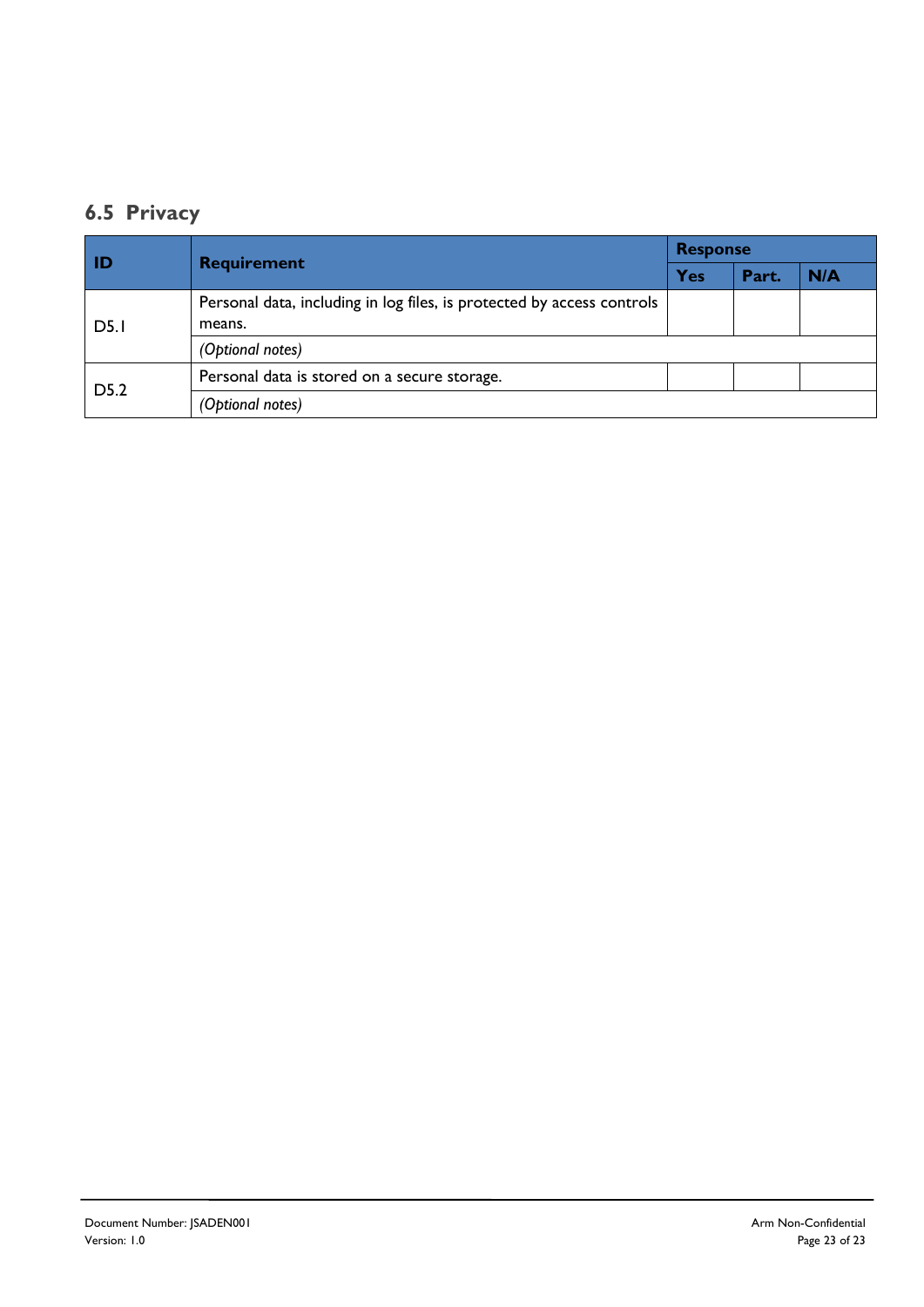## 6.5 Privacy

| ID | Requirement | Response | | |
|---|---|---|---|---|
| | | Yes | Part. | N/A |
| D5.1 | Personal data, including in log files, is protected by access controls means. | | | |
| | *(Optional notes)* | | | |
| D5.2 | Personal data is stored on a secure storage. | | | |
| | *(Optional notes)* | | | |